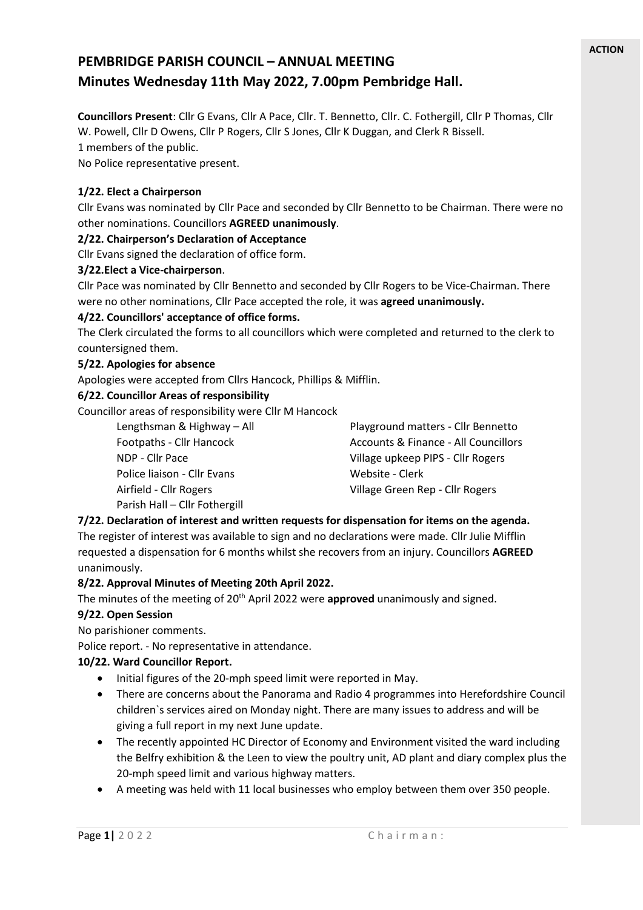**ACTION**

# PEMBRIDGE PARISH COUNCIL – ANNUAL MEETING

## Minutes Wednesday 11th May 2022, 7.00pm Pembridge Hall.

**Councillors Present**: Cllr G Evans, Cllr A Pace, Cllr. T. Bennetto, Cllr. C. Fothergill, Cllr P Thomas, Cllr W. Powell, Cllr D Owens, Cllr P Rogers, Cllr S Jones, Cllr K Duggan, and Clerk R Bissell.
1 members of the public.
No Police representative present.

**1/22. Elect a Chairperson**

Cllr Evans was nominated by Cllr Pace and seconded by Cllr Bennetto to be Chairman. There were no other nominations. Councillors **AGREED unanimously**.

**2/22. Chairperson's Declaration of Acceptance**

Cllr Evans signed the declaration of office form.

**3/22.Elect a Vice-chairperson**.

Cllr Pace was nominated by Cllr Bennetto and seconded by Cllr Rogers to be Vice-Chairman. There were no other nominations, Cllr Pace accepted the role, it was **agreed unanimously.**

**4/22. Councillors' acceptance of office forms.**

The Clerk circulated the forms to all councillors which were completed and returned to the clerk to countersigned them.

**5/22. Apologies for absence**

Apologies were accepted from Cllrs Hancock, Phillips & Mifflin.

**6/22. Councillor Areas of responsibility**

Councillor areas of responsibility were Cllr M Hancock

- Lengthsman & Highway – All
- Footpaths - Cllr Hancock
- NDP - Cllr Pace
- Police liaison - Cllr Evans
- Airfield - Cllr Rogers
- Parish Hall – Cllr Fothergill
- Playground matters - Cllr Bennetto
- Accounts & Finance - All Councillors
- Village upkeep PIPS - Cllr Rogers
- Website - Clerk
- Village Green Rep - Cllr Rogers

**7/22. Declaration of interest and written requests for dispensation for items on the agenda.**

The register of interest was available to sign and no declarations were made. Cllr Julie Mifflin requested a dispensation for 6 months whilst she recovers from an injury. Councillors **AGREED** unanimously.

**8/22. Approval Minutes of Meeting 20th April 2022.**

The minutes of the meeting of 20th April 2022 were **approved** unanimously and signed.

**9/22. Open Session**

No parishioner comments.

Police report. - No representative in attendance.

**10/22. Ward Councillor Report.**

- Initial figures of the 20-mph speed limit were reported in May.
- There are concerns about the Panorama and Radio 4 programmes into Herefordshire Council children`s services aired on Monday night. There are many issues to address and will be giving a full report in my next June update.
- The recently appointed HC Director of Economy and Environment visited the ward including the Belfry exhibition & the Leen to view the poultry unit, AD plant and diary complex plus the 20-mph speed limit and various highway matters.
- A meeting was held with 11 local businesses who employ between them over 350 people.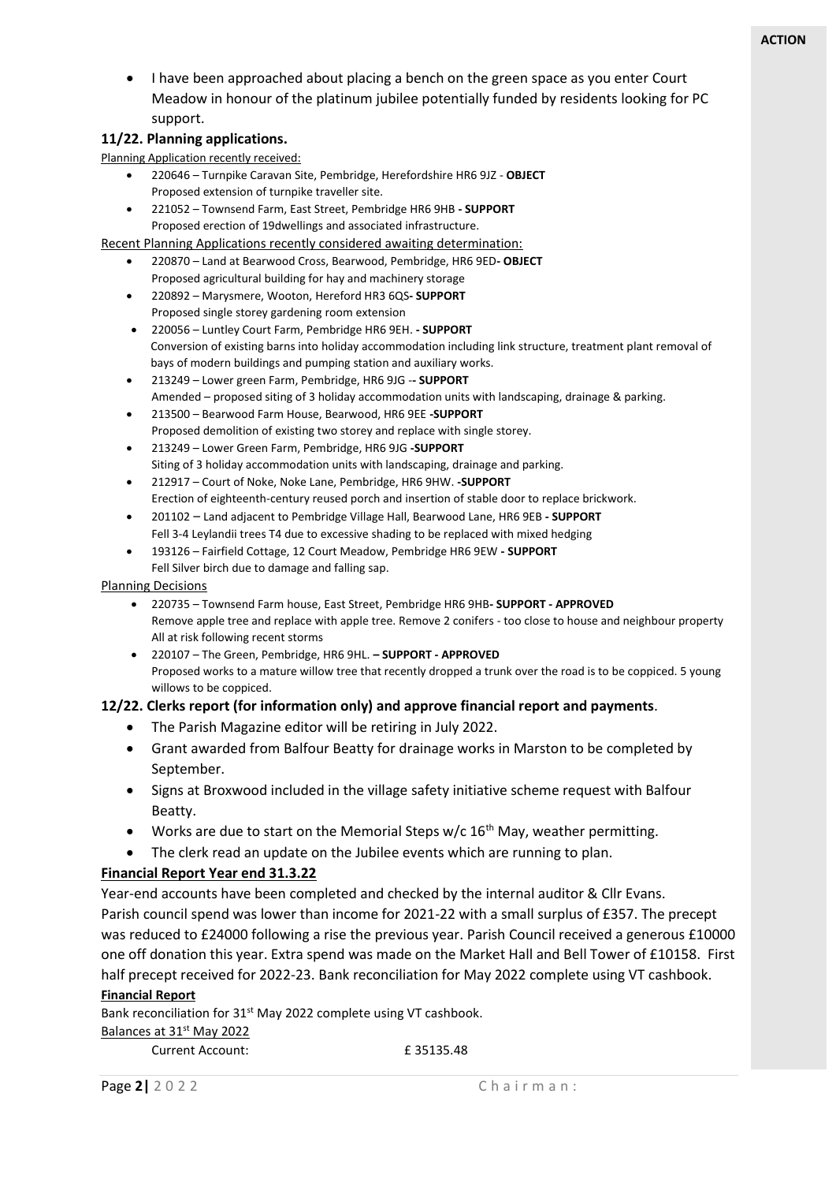**ACTION**

- I have been approached about placing a bench on the green space as you enter Court Meadow in honour of the platinum jubilee potentially funded by residents looking for PC support.

### 11/22. Planning applications.

Planning Application recently received:

- 220646 – Turnpike Caravan Site, Pembridge, Herefordshire HR6 9JZ - **OBJECT**
  Proposed extension of turnpike traveller site.
- 221052 – Townsend Farm, East Street, Pembridge HR6 9HB **- SUPPORT**
  Proposed erection of 19dwellings and associated infrastructure.

Recent Planning Applications recently considered awaiting determination:

- 220870 – Land at Bearwood Cross, Bearwood, Pembridge, HR6 9ED**- OBJECT**
  Proposed agricultural building for hay and machinery storage
- 220892 – Marysmere, Wooton, Hereford HR3 6QS**- SUPPORT**
  Proposed single storey gardening room extension
- 220056 – Luntley Court Farm, Pembridge HR6 9EH. **- SUPPORT**
  Conversion of existing barns into holiday accommodation including link structure, treatment plant removal of bays of modern buildings and pumping station and auxiliary works.
- 213249 – Lower green Farm, Pembridge, HR6 9JG -**- SUPPORT**
  Amended – proposed siting of 3 holiday accommodation units with landscaping, drainage & parking.
- 213500 – Bearwood Farm House, Bearwood, HR6 9EE **-SUPPORT**
  Proposed demolition of existing two storey and replace with single storey.
- 213249 – Lower Green Farm, Pembridge, HR6 9JG **-SUPPORT**
  Siting of 3 holiday accommodation units with landscaping, drainage and parking.
- 212917 – Court of Noke, Noke Lane, Pembridge, HR6 9HW. **-SUPPORT**
  Erection of eighteenth-century reused porch and insertion of stable door to replace brickwork.
- 201102 – Land adjacent to Pembridge Village Hall, Bearwood Lane, HR6 9EB **- SUPPORT**
  Fell 3-4 Leylandii trees T4 due to excessive shading to be replaced with mixed hedging
- 193126 – Fairfield Cottage, 12 Court Meadow, Pembridge HR6 9EW **- SUPPORT**
  Fell Silver birch due to damage and falling sap.

Planning Decisions

- 220735 – Townsend Farm house, East Street, Pembridge HR6 9HB**- SUPPORT - APPROVED**
  Remove apple tree and replace with apple tree. Remove 2 conifers - too close to house and neighbour property All at risk following recent storms
- 220107 – The Green, Pembridge, HR6 9HL. **– SUPPORT - APPROVED**
  Proposed works to a mature willow tree that recently dropped a trunk over the road is to be coppiced. 5 young willows to be coppiced.

### 12/22. Clerks report (for information only) and approve financial report and payments.

- The Parish Magazine editor will be retiring in July 2022.
- Grant awarded from Balfour Beatty for drainage works in Marston to be completed by September.
- Signs at Broxwood included in the village safety initiative scheme request with Balfour Beatty.
- Works are due to start on the Memorial Steps w/c 16th May, weather permitting.
- The clerk read an update on the Jubilee events which are running to plan.

**Financial Report Year end 31.3.22**

Year-end accounts have been completed and checked by the internal auditor & Cllr Evans. Parish council spend was lower than income for 2021-22 with a small surplus of £357. The precept was reduced to £24000 following a rise the previous year. Parish Council received a generous £10000 one off donation this year. Extra spend was made on the Market Hall and Bell Tower of £10158. First half precept received for 2022-23. Bank reconciliation for May 2022 complete using VT cashbook.

**Financial Report**

Bank reconciliation for 31st May 2022 complete using VT cashbook.

Balances at 31st May 2022

Current Account: £ 35135.48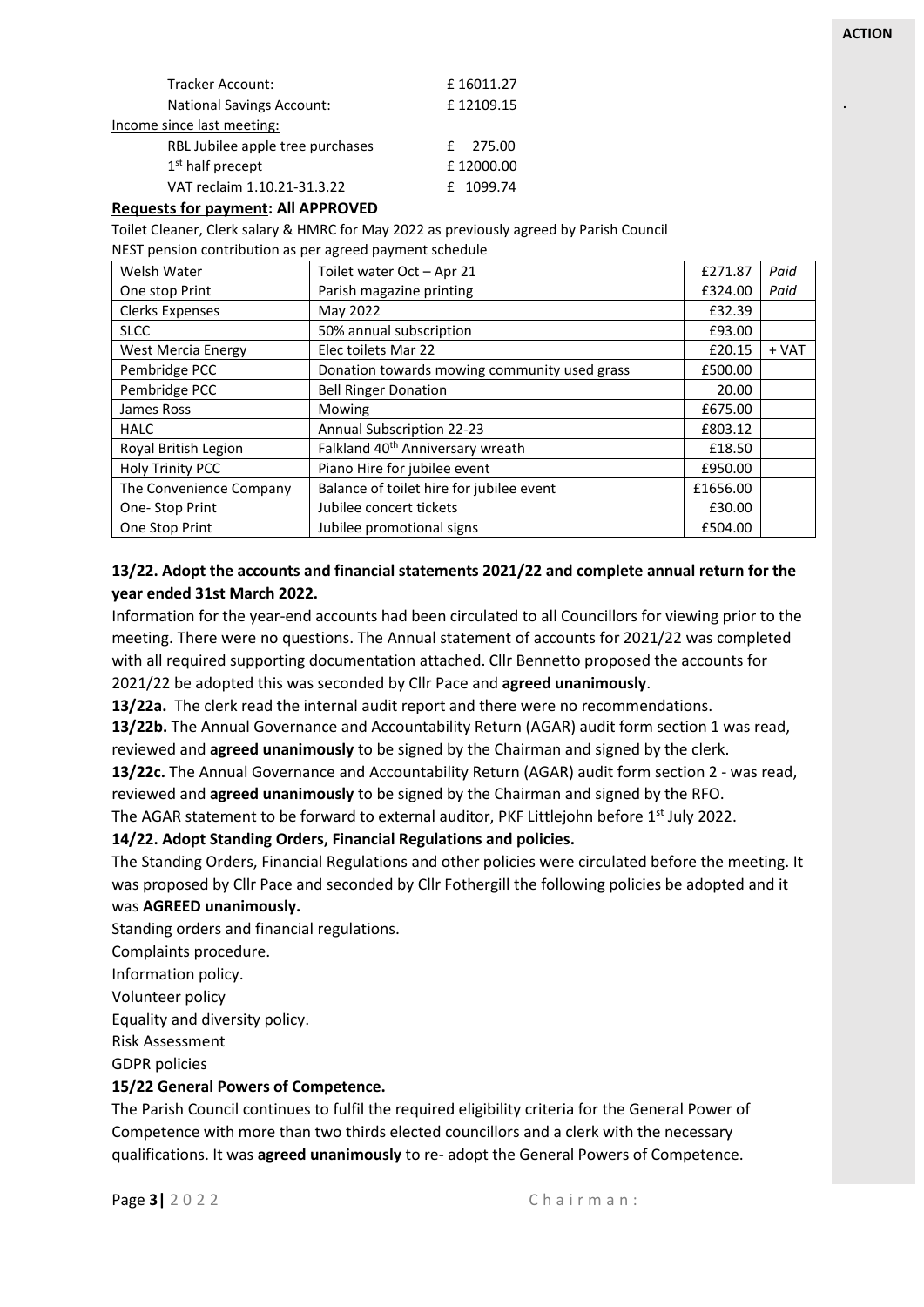Tracker Account: £ 16011.27

National Savings Account: £ 12109.15

Income since last meeting:

RBL Jubilee apple tree purchases £ 275.00

1st half precept £ 12000.00

VAT reclaim 1.10.21-31.3.22 £ 1099.74

**Requests for payment: All APPROVED**

Toilet Cleaner, Clerk salary & HMRC for May 2022 as previously agreed by Parish Council

NEST pension contribution as per agreed payment schedule

| Welsh Water | Toilet water Oct – Apr 21 | £271.87 | *Paid* |
|---|---|---|---|
| One stop Print | Parish magazine printing | £324.00 | *Paid* |
| Clerks Expenses | May 2022 | £32.39 | |
| SLCC | 50% annual subscription | £93.00 | |
| West Mercia Energy | Elec toilets Mar 22 | £20.15 | + VAT |
| Pembridge PCC | Donation towards mowing community used grass | £500.00 | |
| Pembridge PCC | Bell Ringer Donation | 20.00 | |
| James Ross | Mowing | £675.00 | |
| HALC | Annual Subscription 22-23 | £803.12 | |
| Royal British Legion | Falkland 40th Anniversary wreath | £18.50 | |
| Holy Trinity PCC | Piano Hire for jubilee event | £950.00 | |
| The Convenience Company | Balance of toilet hire for jubilee event | £1656.00 | |
| One- Stop Print | Jubilee concert tickets | £30.00 | |
| One Stop Print | Jubilee promotional signs | £504.00 | |

**13/22. Adopt the accounts and financial statements 2021/22 and complete annual return for the year ended 31st March 2022.**

Information for the year-end accounts had been circulated to all Councillors for viewing prior to the meeting. There were no questions. The Annual statement of accounts for 2021/22 was completed with all required supporting documentation attached. Cllr Bennetto proposed the accounts for 2021/22 be adopted this was seconded by Cllr Pace and **agreed unanimously**.

**13/22a.** The clerk read the internal audit report and there were no recommendations.

**13/22b.** The Annual Governance and Accountability Return (AGAR) audit form section 1 was read, reviewed and **agreed unanimously** to be signed by the Chairman and signed by the clerk.

**13/22c.** The Annual Governance and Accountability Return (AGAR) audit form section 2 - was read, reviewed and **agreed unanimously** to be signed by the Chairman and signed by the RFO.

The AGAR statement to be forward to external auditor, PKF Littlejohn before 1st July 2022.

**14/22. Adopt Standing Orders, Financial Regulations and policies.**

The Standing Orders, Financial Regulations and other policies were circulated before the meeting. It was proposed by Cllr Pace and seconded by Cllr Fothergill the following policies be adopted and it was **AGREED unanimously.**

Standing orders and financial regulations.

Complaints procedure.

Information policy.

Volunteer policy

Equality and diversity policy.

Risk Assessment

GDPR policies

**15/22 General Powers of Competence.**

The Parish Council continues to fulfil the required eligibility criteria for the General Power of Competence with more than two thirds elected councillors and a clerk with the necessary qualifications. It was **agreed unanimously** to re- adopt the General Powers of Competence.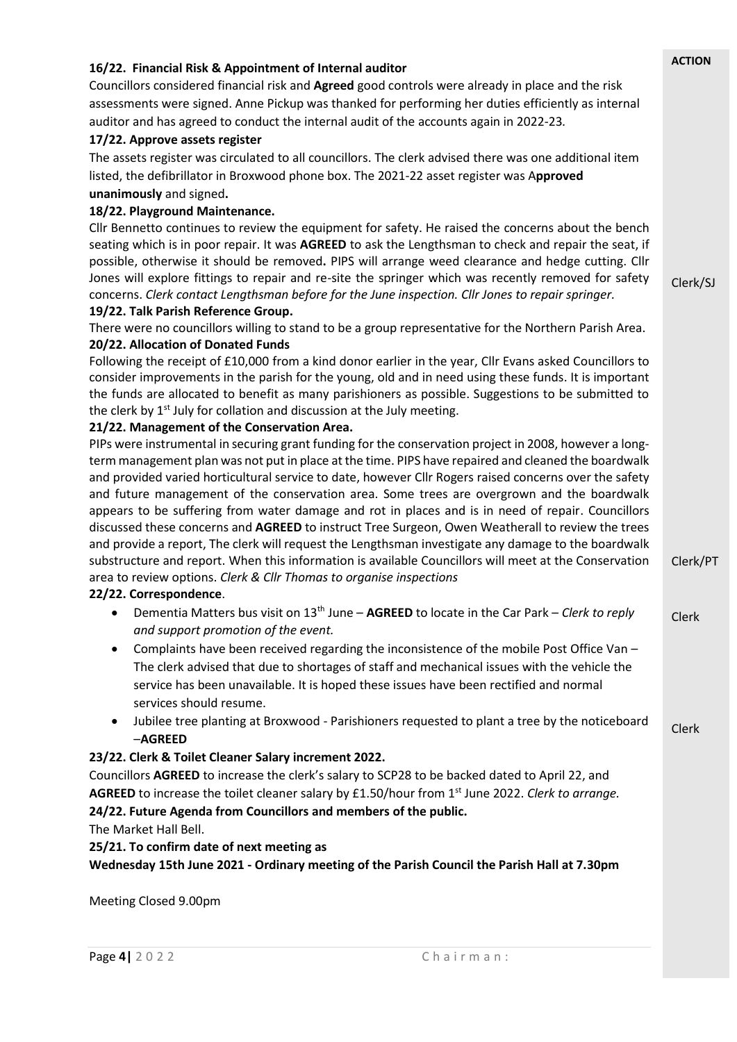**ACTION**

**16/22. Financial Risk & Appointment of Internal auditor**

Councillors considered financial risk and **Agreed** good controls were already in place and the risk assessments were signed. Anne Pickup was thanked for performing her duties efficiently as internal auditor and has agreed to conduct the internal audit of the accounts again in 2022-23.

**17/22. Approve assets register**

The assets register was circulated to all councillors. The clerk advised there was one additional item listed, the defibrillator in Broxwood phone box. The 2021-22 asset register was A**pproved unanimously** and signed**.**

**18/22. Playground Maintenance.**

Cllr Bennetto continues to review the equipment for safety. He raised the concerns about the bench seating which is in poor repair. It was **AGREED** to ask the Lengthsman to check and repair the seat, if possible, otherwise it should be removed**.** PIPS will arrange weed clearance and hedge cutting. Cllr Jones will explore fittings to repair and re-site the springer which was recently removed for safety concerns. *Clerk contact Lengthsman before for the June inspection. Cllr Jones to repair springer.* — Clerk/SJ

**19/22. Talk Parish Reference Group.**

There were no councillors willing to stand to be a group representative for the Northern Parish Area.

**20/22. Allocation of Donated Funds**

Following the receipt of £10,000 from a kind donor earlier in the year, Cllr Evans asked Councillors to consider improvements in the parish for the young, old and in need using these funds. It is important the funds are allocated to benefit as many parishioners as possible. Suggestions to be submitted to the clerk by 1st July for collation and discussion at the July meeting.

**21/22. Management of the Conservation Area.**

PIPs were instrumental in securing grant funding for the conservation project in 2008, however a long-term management plan was not put in place at the time. PIPS have repaired and cleaned the boardwalk and provided varied horticultural service to date, however Cllr Rogers raised concerns over the safety and future management of the conservation area. Some trees are overgrown and the boardwalk appears to be suffering from water damage and rot in places and is in need of repair. Councillors discussed these concerns and **AGREED** to instruct Tree Surgeon, Owen Weatherall to review the trees and provide a report, The clerk will request the Lengthsman investigate any damage to the boardwalk substructure and report. When this information is available Councillors will meet at the Conservation area to review options. *Clerk & Cllr Thomas to organise inspections* — Clerk/PT

**22/22. Correspondence**.

- Dementia Matters bus visit on 13th June – **AGREED** to locate in the Car Park – *Clerk to reply and support promotion of the event.* — Clerk
- Complaints have been received regarding the inconsistence of the mobile Post Office Van – The clerk advised that due to shortages of staff and mechanical issues with the vehicle the service has been unavailable. It is hoped these issues have been rectified and normal services should resume.
- Jubilee tree planting at Broxwood - Parishioners requested to plant a tree by the noticeboard –**AGREED** — Clerk

**23/22. Clerk & Toilet Cleaner Salary increment 2022.**

Councillors **AGREED** to increase the clerk's salary to SCP28 to be backed dated to April 22, and **AGREED** to increase the toilet cleaner salary by £1.50/hour from 1st June 2022. *Clerk to arrange.*

**24/22. Future Agenda from Councillors and members of the public.**

The Market Hall Bell.

**25/21. To confirm date of next meeting as**

**Wednesday 15th June 2021 - Ordinary meeting of the Parish Council the Parish Hall at 7.30pm**

Meeting Closed 9.00pm

Chairman: